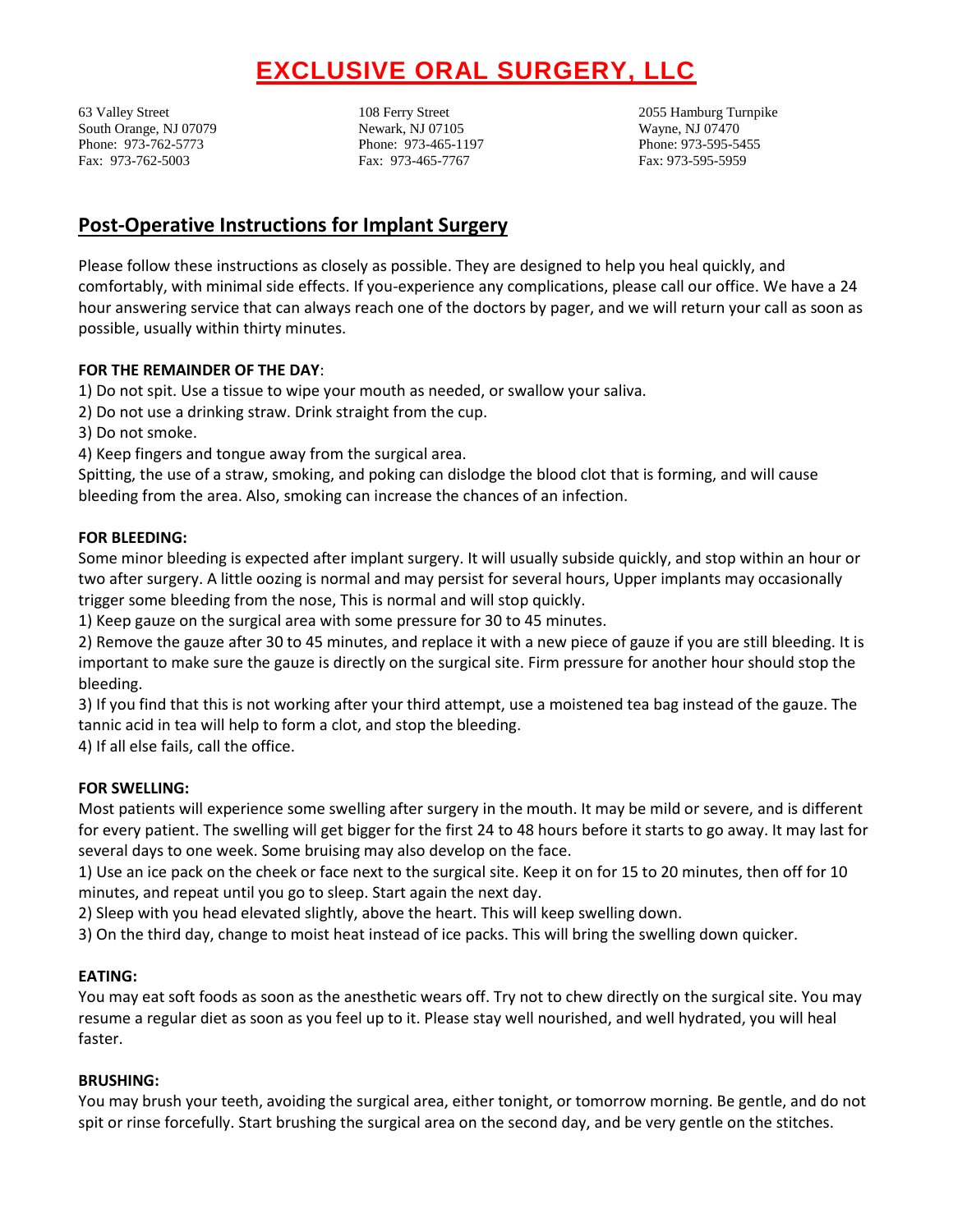# EXCLUSIVE ORAL SURGERY, LLC

63 Valley Street
South Orange, NJ 07079
Phone: 973-762-5773
Fax: 973-762-5003

108 Ferry Street
Newark, NJ 07105
Phone: 973-465-1197
Fax: 973-465-7767

2055 Hamburg Turnpike
Wayne, NJ 07470
Phone: 973-595-5455
Fax: 973-595-5959

## Post-Operative Instructions for Implant Surgery

Please follow these instructions as closely as possible. They are designed to help you heal quickly, and comfortably, with minimal side effects. If you-experience any complications, please call our office. We have a 24 hour answering service that can always reach one of the doctors by pager, and we will return your call as soon as possible, usually within thirty minutes.

**FOR THE REMAINDER OF THE DAY**:

1) Do not spit. Use a tissue to wipe your mouth as needed, or swallow your saliva.
2) Do not use a drinking straw. Drink straight from the cup.
3) Do not smoke.
4) Keep fingers and tongue away from the surgical area.

Spitting, the use of a straw, smoking, and poking can dislodge the blood clot that is forming, and will cause bleeding from the area. Also, smoking can increase the chances of an infection.

**FOR BLEEDING:**

Some minor bleeding is expected after implant surgery. It will usually subside quickly, and stop within an hour or two after surgery. A little oozing is normal and may persist for several hours, Upper implants may occasionally trigger some bleeding from the nose, This is normal and will stop quickly.

1) Keep gauze on the surgical area with some pressure for 30 to 45 minutes.
2) Remove the gauze after 30 to 45 minutes, and replace it with a new piece of gauze if you are still bleeding. It is important to make sure the gauze is directly on the surgical site. Firm pressure for another hour should stop the bleeding.
3) If you find that this is not working after your third attempt, use a moistened tea bag instead of the gauze. The tannic acid in tea will help to form a clot, and stop the bleeding.
4) If all else fails, call the office.

**FOR SWELLING:**

Most patients will experience some swelling after surgery in the mouth. It may be mild or severe, and is different for every patient. The swelling will get bigger for the first 24 to 48 hours before it starts to go away. It may last for several days to one week. Some bruising may also develop on the face.

1) Use an ice pack on the cheek or face next to the surgical site. Keep it on for 15 to 20 minutes, then off for 10 minutes, and repeat until you go to sleep. Start again the next day.
2) Sleep with you head elevated slightly, above the heart. This will keep swelling down.
3) On the third day, change to moist heat instead of ice packs. This will bring the swelling down quicker.

**EATING:**

You may eat soft foods as soon as the anesthetic wears off. Try not to chew directly on the surgical site. You may resume a regular diet as soon as you feel up to it. Please stay well nourished, and well hydrated, you will heal faster.

**BRUSHING:**

You may brush your teeth, avoiding the surgical area, either tonight, or tomorrow morning. Be gentle, and do not spit or rinse forcefully. Start brushing the surgical area on the second day, and be very gentle on the stitches.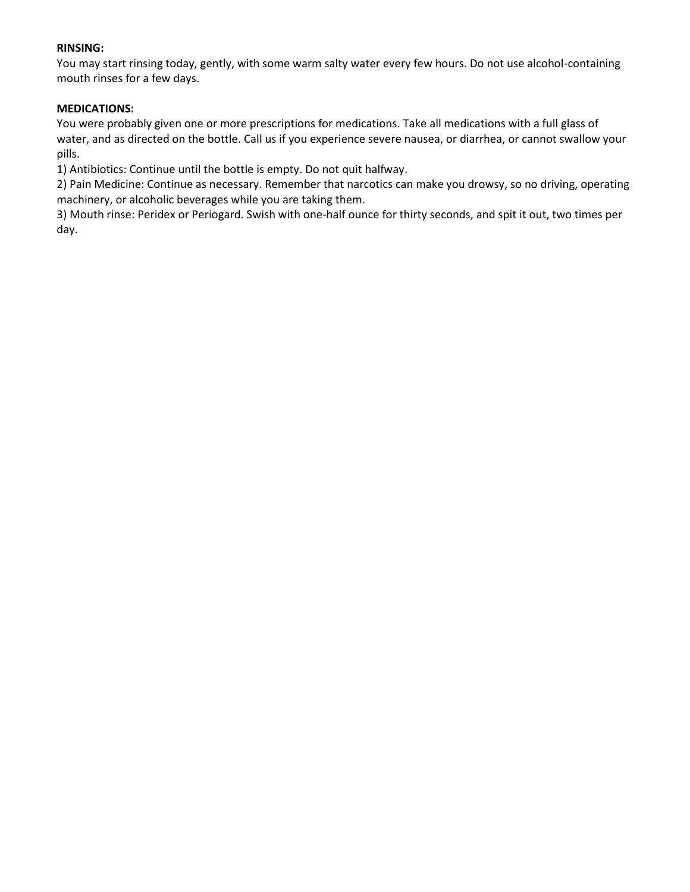**RINSING:**
You may start rinsing today, gently, with some warm salty water every few hours. Do not use alcohol-containing mouth rinses for a few days.

**MEDICATIONS:**
You were probably given one or more prescriptions for medications. Take all medications with a full glass of water, and as directed on the bottle. Call us if you experience severe nausea, or diarrhea, or cannot swallow your pills.

1) Antibiotics: Continue until the bottle is empty. Do not quit halfway.
2) Pain Medicine: Continue as necessary. Remember that narcotics can make you drowsy, so no driving, operating machinery, or alcoholic beverages while you are taking them.
3) Mouth rinse: Peridex or Periogard. Swish with one-half ounce for thirty seconds, and spit it out, two times per day.